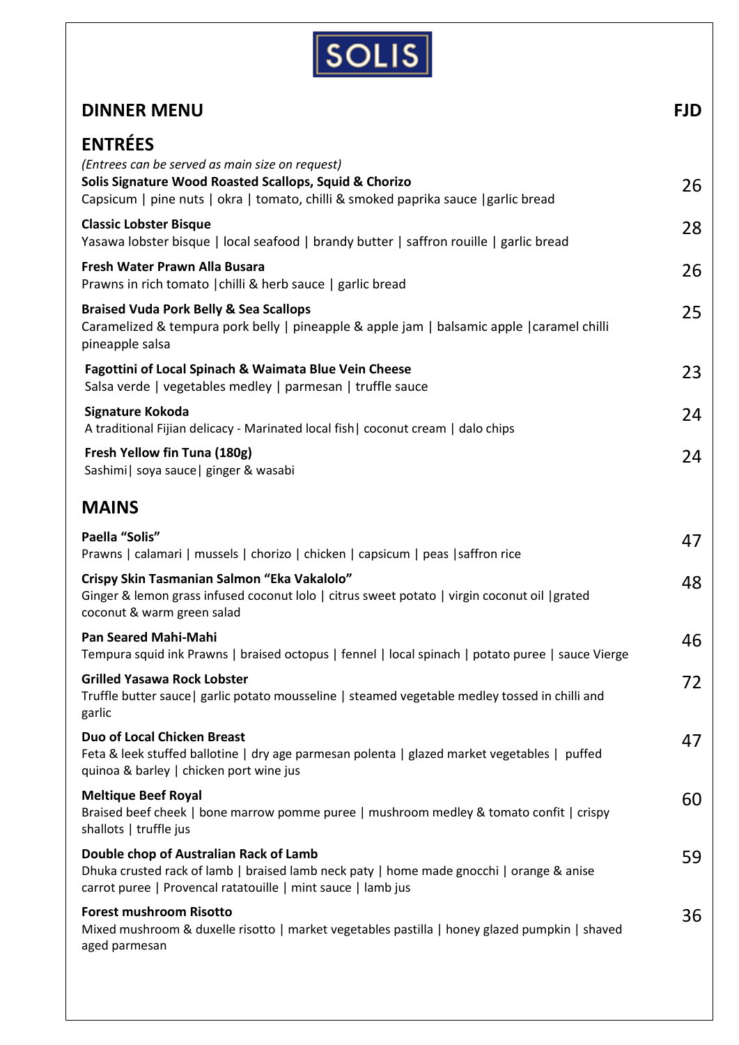# SOLIS

## DINNER MENU — FJD

## ENTRÉES

*(Entrees can be served as main size on request)*

**Solis Signature Wood Roasted Scallops, Squid & Chorizo** — 26
Capsicum | pine nuts | okra | tomato, chilli & smoked paprika sauce |garlic bread

**Classic Lobster Bisque** — 28
Yasawa lobster bisque | local seafood | brandy butter | saffron rouille | garlic bread

**Fresh Water Prawn Alla Busara** — 26
Prawns in rich tomato |chilli & herb sauce | garlic bread

**Braised Vuda Pork Belly & Sea Scallops** — 25
Caramelized & tempura pork belly | pineapple & apple jam | balsamic apple |caramel chilli pineapple salsa

**Fagottini of Local Spinach & Waimata Blue Vein Cheese** — 23
Salsa verde | vegetables medley | parmesan | truffle sauce

**Signature Kokoda** — 24
A traditional Fijian delicacy - Marinated local fish| coconut cream | dalo chips

**Fresh Yellow fin Tuna (180g)** — 24
Sashimi| soya sauce| ginger & wasabi

## MAINS

**Paella "Solis"** — 47
Prawns | calamari | mussels | chorizo | chicken | capsicum | peas |saffron rice

**Crispy Skin Tasmanian Salmon "Eka Vakalolo"** — 48
Ginger & lemon grass infused coconut lolo | citrus sweet potato | virgin coconut oil |grated coconut & warm green salad

**Pan Seared Mahi-Mahi** — 46
Tempura squid ink Prawns | braised octopus | fennel | local spinach | potato puree | sauce Vierge

**Grilled Yasawa Rock Lobster** — 72
Truffle butter sauce| garlic potato mousseline | steamed vegetable medley tossed in chilli and garlic

**Duo of Local Chicken Breast** — 47
Feta & leek stuffed ballotine | dry age parmesan polenta | glazed market vegetables | puffed quinoa & barley | chicken port wine jus

**Meltique Beef Royal** — 60
Braised beef cheek | bone marrow pomme puree | mushroom medley & tomato confit | crispy shallots | truffle jus

**Double chop of Australian Rack of Lamb** — 59
Dhuka crusted rack of lamb | braised lamb neck paty | home made gnocchi | orange & anise carrot puree | Provencal ratatouille | mint sauce | lamb jus

**Forest mushroom Risotto** — 36
Mixed mushroom & duxelle risotto | market vegetables pastilla | honey glazed pumpkin | shaved aged parmesan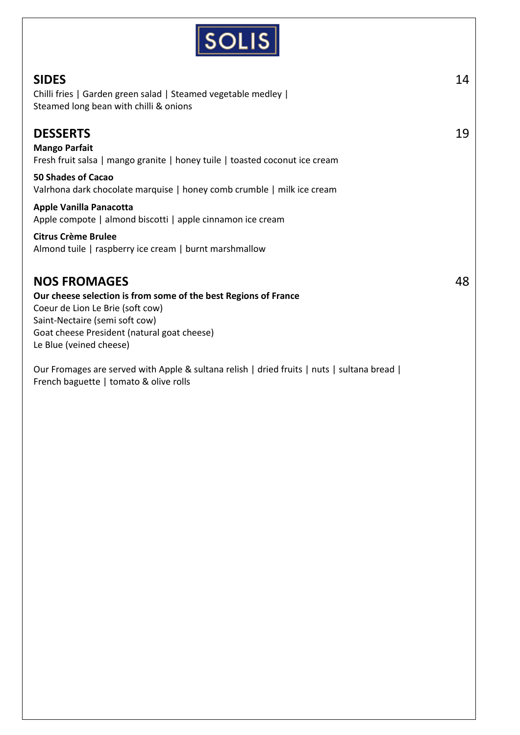SOLIS

## SIDES 14

Chilli fries | Garden green salad | Steamed vegetable medley | Steamed long bean with chilli & onions

## DESSERTS 19

**Mango Parfait**
Fresh fruit salsa | mango granite | honey tuile | toasted coconut ice cream

**50 Shades of Cacao**
Valrhona dark chocolate marquise | honey comb crumble | milk ice cream

**Apple Vanilla Panacotta**
Apple compote | almond biscotti | apple cinnamon ice cream

**Citrus Crème Brulee**
Almond tuile | raspberry ice cream | burnt marshmallow

## NOS FROMAGES 48

**Our cheese selection is from some of the best Regions of France**
Coeur de Lion Le Brie (soft cow)
Saint-Nectaire (semi soft cow)
Goat cheese President (natural goat cheese)
Le Blue (veined cheese)

Our Fromages are served with Apple & sultana relish | dried fruits | nuts | sultana bread | French baguette | tomato & olive rolls